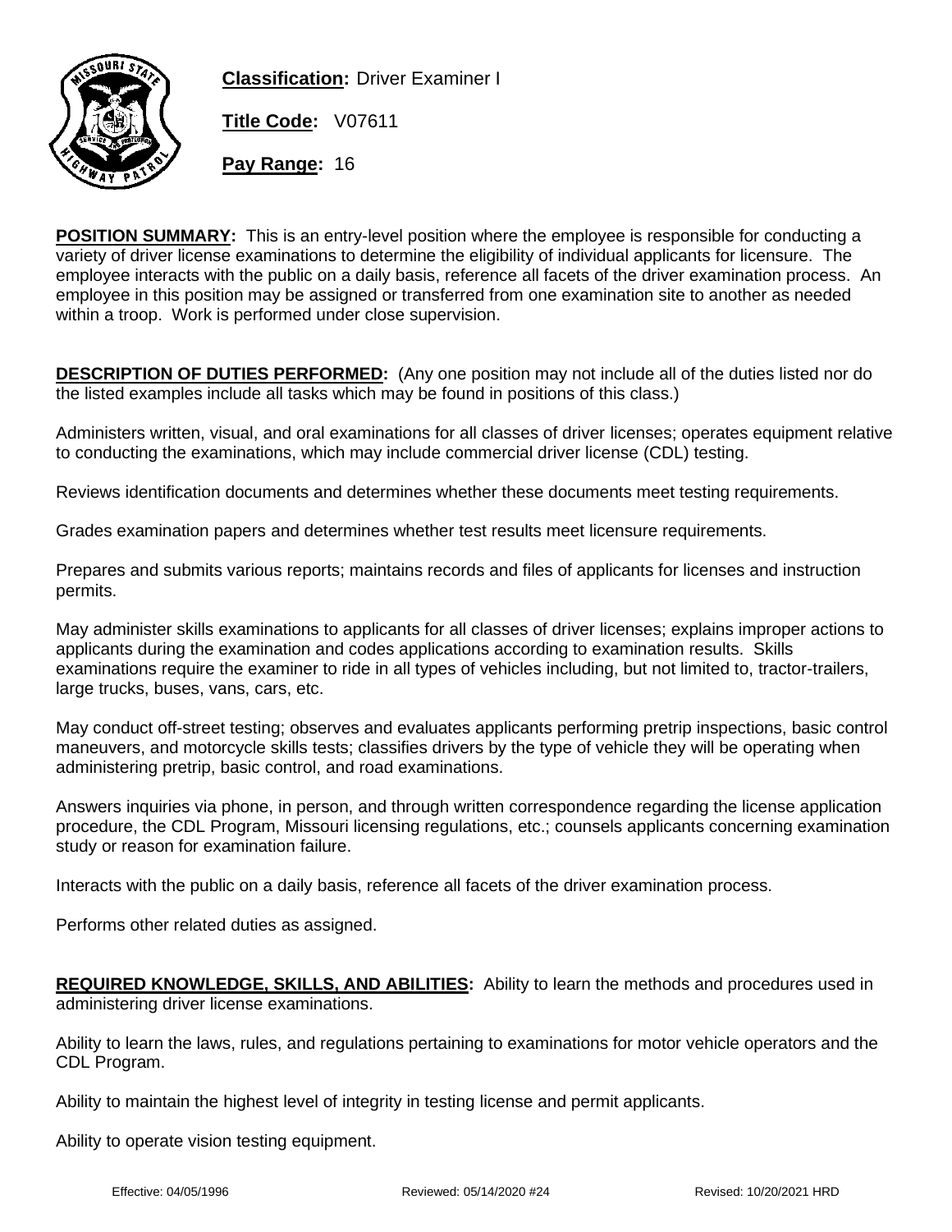**Classification:** Driver Examiner I

**Title Code:** V07611

**Pay Range:** 16

**POSITION SUMMARY:** This is an entry-level position where the employee is responsible for conducting a variety of driver license examinations to determine the eligibility of individual applicants for licensure. The employee interacts with the public on a daily basis, reference all facets of the driver examination process. An employee in this position may be assigned or transferred from one examination site to another as needed within a troop. Work is performed under close supervision.

**DESCRIPTION OF DUTIES PERFORMED:** (Any one position may not include all of the duties listed nor do the listed examples include all tasks which may be found in positions of this class.)

Administers written, visual, and oral examinations for all classes of driver licenses; operates equipment relative to conducting the examinations, which may include commercial driver license (CDL) testing.

Reviews identification documents and determines whether these documents meet testing requirements.

Grades examination papers and determines whether test results meet licensure requirements.

Prepares and submits various reports; maintains records and files of applicants for licenses and instruction permits.

May administer skills examinations to applicants for all classes of driver licenses; explains improper actions to applicants during the examination and codes applications according to examination results. Skills examinations require the examiner to ride in all types of vehicles including, but not limited to, tractor-trailers, large trucks, buses, vans, cars, etc.

May conduct off-street testing; observes and evaluates applicants performing pretrip inspections, basic control maneuvers, and motorcycle skills tests; classifies drivers by the type of vehicle they will be operating when administering pretrip, basic control, and road examinations.

Answers inquiries via phone, in person, and through written correspondence regarding the license application procedure, the CDL Program, Missouri licensing regulations, etc.; counsels applicants concerning examination study or reason for examination failure.

Interacts with the public on a daily basis, reference all facets of the driver examination process.

Performs other related duties as assigned.

**REQUIRED KNOWLEDGE, SKILLS, AND ABILITIES:** Ability to learn the methods and procedures used in administering driver license examinations.

Ability to learn the laws, rules, and regulations pertaining to examinations for motor vehicle operators and the CDL Program.

Ability to maintain the highest level of integrity in testing license and permit applicants.

Ability to operate vision testing equipment.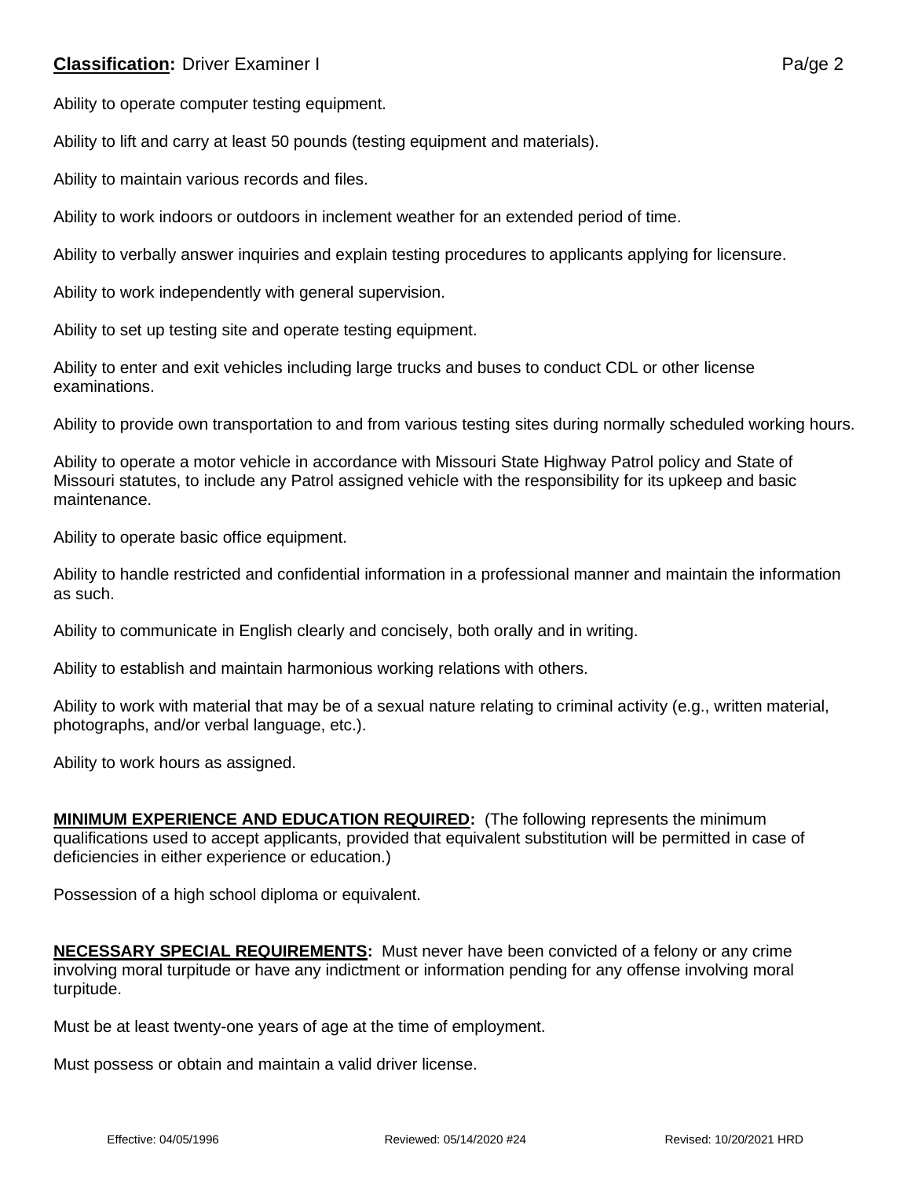Ability to operate computer testing equipment.

Ability to lift and carry at least 50 pounds (testing equipment and materials).

Ability to maintain various records and files.

Ability to work indoors or outdoors in inclement weather for an extended period of time.

Ability to verbally answer inquiries and explain testing procedures to applicants applying for licensure.

Ability to work independently with general supervision.

Ability to set up testing site and operate testing equipment.

Ability to enter and exit vehicles including large trucks and buses to conduct CDL or other license examinations.

Ability to provide own transportation to and from various testing sites during normally scheduled working hours.

Ability to operate a motor vehicle in accordance with Missouri State Highway Patrol policy and State of Missouri statutes, to include any Patrol assigned vehicle with the responsibility for its upkeep and basic maintenance.

Ability to operate basic office equipment.

Ability to handle restricted and confidential information in a professional manner and maintain the information as such.

Ability to communicate in English clearly and concisely, both orally and in writing.

Ability to establish and maintain harmonious working relations with others.

Ability to work with material that may be of a sexual nature relating to criminal activity (e.g., written material, photographs, and/or verbal language, etc.).

Ability to work hours as assigned.

**MINIMUM EXPERIENCE AND EDUCATION REQUIRED:** (The following represents the minimum qualifications used to accept applicants, provided that equivalent substitution will be permitted in case of deficiencies in either experience or education.)

Possession of a high school diploma or equivalent.

**NECESSARY SPECIAL REQUIREMENTS:** Must never have been convicted of a felony or any crime involving moral turpitude or have any indictment or information pending for any offense involving moral turpitude.

Must be at least twenty-one years of age at the time of employment.

Must possess or obtain and maintain a valid driver license.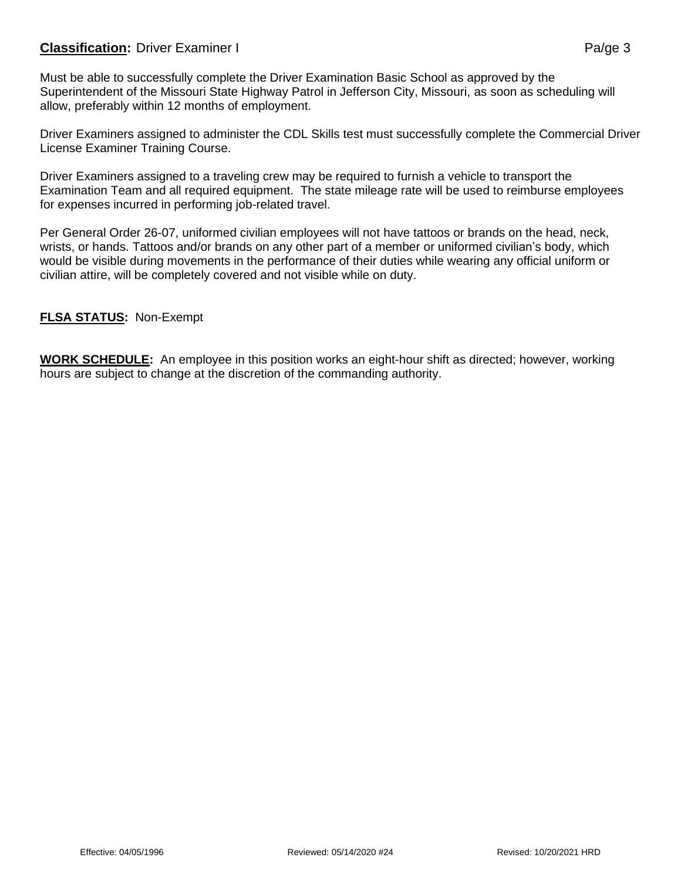Must be able to successfully complete the Driver Examination Basic School as approved by the Superintendent of the Missouri State Highway Patrol in Jefferson City, Missouri, as soon as scheduling will allow, preferably within 12 months of employment.

Driver Examiners assigned to administer the CDL Skills test must successfully complete the Commercial Driver License Examiner Training Course.

Driver Examiners assigned to a traveling crew may be required to furnish a vehicle to transport the Examination Team and all required equipment. The state mileage rate will be used to reimburse employees for expenses incurred in performing job-related travel.

Per General Order 26-07, uniformed civilian employees will not have tattoos or brands on the head, neck, wrists, or hands. Tattoos and/or brands on any other part of a member or uniformed civilian's body, which would be visible during movements in the performance of their duties while wearing any official uniform or civilian attire, will be completely covered and not visible while on duty.

**FLSA STATUS:** Non-Exempt

**WORK SCHEDULE:** An employee in this position works an eight-hour shift as directed; however, working hours are subject to change at the discretion of the commanding authority.

Effective: 04/05/1996 Reviewed: 05/14/2020 #24 Revised: 10/20/2021 HRD